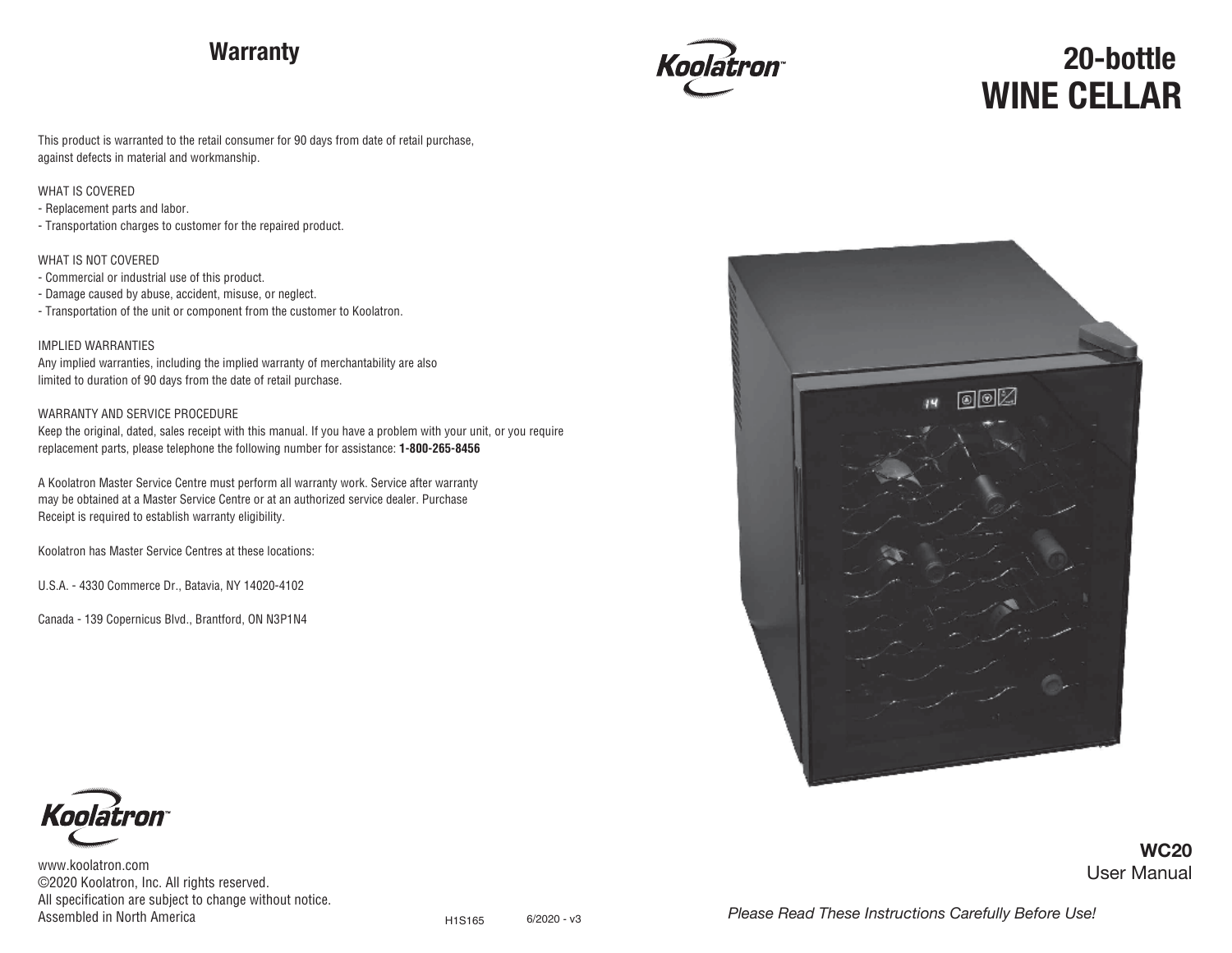## Warranty

This product is warranted to the retail consumer for 90 days from date of retail purchase, against defects in material and workmanship.

WHAT IS COVERED
- Replacement parts and labor.
- Transportation charges to customer for the repaired product.

WHAT IS NOT COVERED
- Commercial or industrial use of this product.
- Damage caused by abuse, accident, misuse, or neglect.
- Transportation of the unit or component from the customer to Koolatron.

IMPLIED WARRANTIES
Any implied warranties, including the implied warranty of merchantability are also limited to duration of 90 days from the date of retail purchase.

WARRANTY AND SERVICE PROCEDURE
Keep the original, dated, sales receipt with this manual. If you have a problem with your unit, or you require replacement parts, please telephone the following number for assistance: **1-800-265-8456**

A Koolatron Master Service Centre must perform all warranty work. Service after warranty may be obtained at a Master Service Centre or at an authorized service dealer. Purchase Receipt is required to establish warranty eligibility.

Koolatron has Master Service Centres at these locations:

U.S.A. - 4330 Commerce Dr., Batavia, NY 14020-4102

Canada - 139 Copernicus Blvd., Brantford, ON N3P1N4

Koolatron™

www.koolatron.com
©2020 Koolatron, Inc. All rights reserved.
All specification are subject to change without notice.
Assembled in North America

H1S165 6/2020 - v3

Koolatron™

# 20-bottle WINE CELLAR

**WC20**
User Manual

*Please Read These Instructions Carefully Before Use!*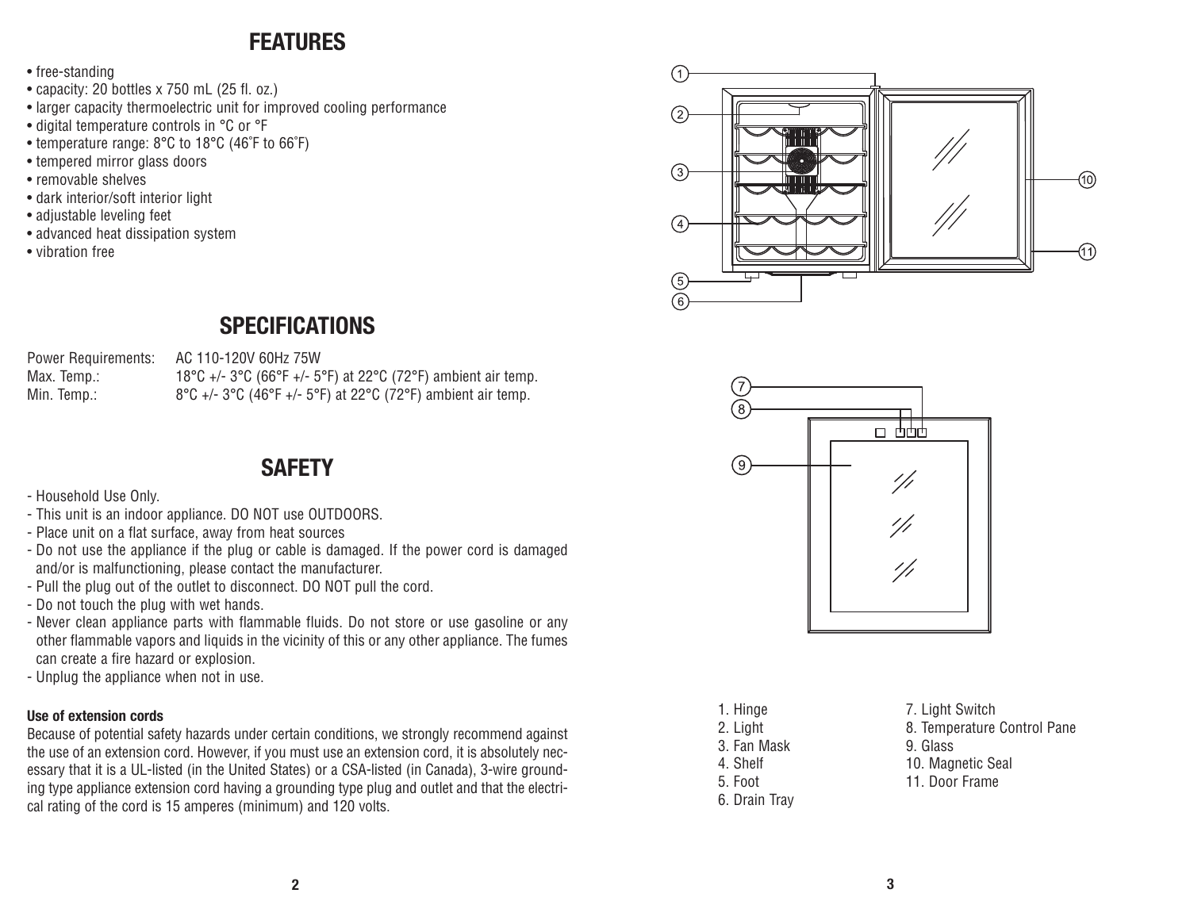## FEATURES

- free-standing
- capacity: 20 bottles x 750 mL (25 fl. oz.)
- larger capacity thermoelectric unit for improved cooling performance
- digital temperature controls in °C or °F
- temperature range: 8°C to 18°C (46˚F to 66˚F)
- tempered mirror glass doors
- removable shelves
- dark interior/soft interior light
- adjustable leveling feet
- advanced heat dissipation system
- vibration free

## SPECIFICATIONS

| | |
|---|---|
| Power Requirements: | AC 110-120V 60Hz 75W |
| Max. Temp.: | 18°C +/- 3°C (66°F +/- 5°F) at 22°C (72°F) ambient air temp. |
| Min. Temp.: | 8°C +/- 3°C (46°F +/- 5°F) at 22°C (72°F) ambient air temp. |

## SAFETY

- Household Use Only.
- This unit is an indoor appliance. DO NOT use OUTDOORS.
- Place unit on a flat surface, away from heat sources
- Do not use the appliance if the plug or cable is damaged. If the power cord is damaged and/or is malfunctioning, please contact the manufacturer.
- Pull the plug out of the outlet to disconnect. DO NOT pull the cord.
- Do not touch the plug with wet hands.
- Never clean appliance parts with flammable fluids. Do not store or use gasoline or any other flammable vapors and liquids in the vicinity of this or any other appliance. The fumes can create a fire hazard or explosion.
- Unplug the appliance when not in use.

**Use of extension cords**

Because of potential safety hazards under certain conditions, we strongly recommend against the use of an extension cord. However, if you must use an extension cord, it is absolutely necessary that it is a UL-listed (in the United States) or a CSA-listed (in Canada), 3-wire grounding type appliance extension cord having a grounding type plug and outlet and that the electrical rating of the cord is 15 amperes (minimum) and 120 volts.

1. Hinge
2. Light
3. Fan Mask
4. Shelf
5. Foot
6. Drain Tray
7. Light Switch
8. Temperature Control Pane
9. Glass
10. Magnetic Seal
11. Door Frame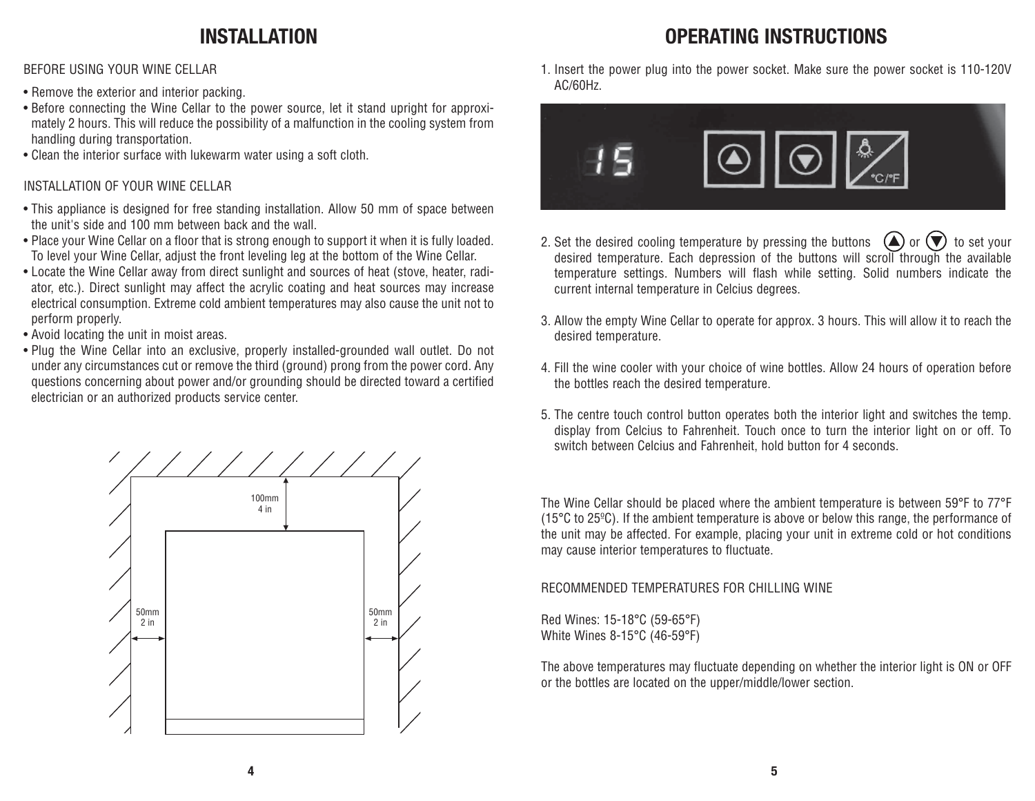# INSTALLATION

BEFORE USING YOUR WINE CELLAR

- Remove the exterior and interior packing.
- Before connecting the Wine Cellar to the power source, let it stand upright for approximately 2 hours. This will reduce the possibility of a malfunction in the cooling system from handling during transportation.
- Clean the interior surface with lukewarm water using a soft cloth.

INSTALLATION OF YOUR WINE CELLAR

- This appliance is designed for free standing installation. Allow 50 mm of space between the unit's side and 100 mm between back and the wall.
- Place your Wine Cellar on a floor that is strong enough to support it when it is fully loaded. To level your Wine Cellar, adjust the front leveling leg at the bottom of the Wine Cellar.
- Locate the Wine Cellar away from direct sunlight and sources of heat (stove, heater, radiator, etc.). Direct sunlight may affect the acrylic coating and heat sources may increase electrical consumption. Extreme cold ambient temperatures may also cause the unit not to perform properly.
- Avoid locating the unit in moist areas.
- Plug the Wine Cellar into an exclusive, properly installed-grounded wall outlet. Do not under any circumstances cut or remove the third (ground) prong from the power cord. Any questions concerning about power and/or grounding should be directed toward a certified electrician or an authorized products service center.

100mm
4 in

50mm
2 in

50mm
2 in

# OPERATING INSTRUCTIONS

1. Insert the power plug into the power socket. Make sure the power socket is 110-120V AC/60Hz.

15 °C/°F

2. Set the desired cooling temperature by pressing the buttons ▲ or ▼ to set your desired temperature. Each depression of the buttons will scroll through the available temperature settings. Numbers will flash while setting. Solid numbers indicate the current internal temperature in Celcius degrees.

3. Allow the empty Wine Cellar to operate for approx. 3 hours. This will allow it to reach the desired temperature.

4. Fill the wine cooler with your choice of wine bottles. Allow 24 hours of operation before the bottles reach the desired temperature.

5. The centre touch control button operates both the interior light and switches the temp. display from Celcius to Fahrenheit. Touch once to turn the interior light on or off. To switch between Celcius and Fahrenheit, hold button for 4 seconds.

The Wine Cellar should be placed where the ambient temperature is between 59°F to 77°F (15°C to 25°C). If the ambient temperature is above or below this range, the performance of the unit may be affected. For example, placing your unit in extreme cold or hot conditions may cause interior temperatures to fluctuate.

RECOMMENDED TEMPERATURES FOR CHILLING WINE

Red Wines: 15-18°C (59-65°F)
White Wines 8-15°C (46-59°F)

The above temperatures may fluctuate depending on whether the interior light is ON or OFF or the bottles are located on the upper/middle/lower section.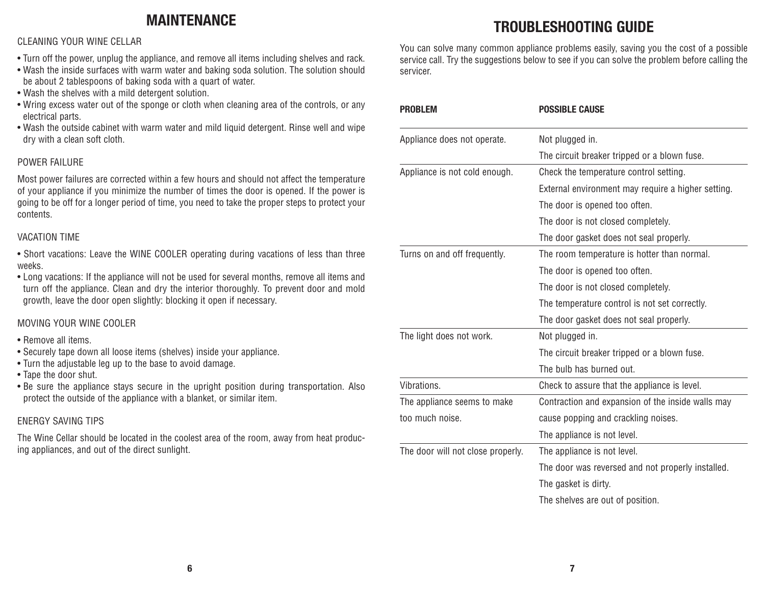## MAINTENANCE

CLEANING YOUR WINE CELLAR

- Turn off the power, unplug the appliance, and remove all items including shelves and rack.
- Wash the inside surfaces with warm water and baking soda solution. The solution should be about 2 tablespoons of baking soda with a quart of water.
- Wash the shelves with a mild detergent solution.
- Wring excess water out of the sponge or cloth when cleaning area of the controls, or any electrical parts.
- Wash the outside cabinet with warm water and mild liquid detergent. Rinse well and wipe dry with a clean soft cloth.

POWER FAILURE

Most power failures are corrected within a few hours and should not affect the temperature of your appliance if you minimize the number of times the door is opened. If the power is going to be off for a longer period of time, you need to take the proper steps to protect your contents.

VACATION TIME

- Short vacations: Leave the WINE COOLER operating during vacations of less than three weeks.
- Long vacations: If the appliance will not be used for several months, remove all items and turn off the appliance. Clean and dry the interior thoroughly. To prevent door and mold growth, leave the door open slightly: blocking it open if necessary.

MOVING YOUR WINE COOLER

- Remove all items.
- Securely tape down all loose items (shelves) inside your appliance.
- Turn the adjustable leg up to the base to avoid damage.
- Tape the door shut.
- Be sure the appliance stays secure in the upright position during transportation. Also protect the outside of the appliance with a blanket, or similar item.

ENERGY SAVING TIPS

The Wine Cellar should be located in the coolest area of the room, away from heat producing appliances, and out of the direct sunlight.

## TROUBLESHOOTING GUIDE

You can solve many common appliance problems easily, saving you the cost of a possible service call. Try the suggestions below to see if you can solve the problem before calling the servicer.

| **PROBLEM** | **POSSIBLE CAUSE** |
|---|---|
| Appliance does not operate. | Not plugged in. |
| | The circuit breaker tripped or a blown fuse. |
| Appliance is not cold enough. | Check the temperature control setting. |
| | External environment may require a higher setting. |
| | The door is opened too often. |
| | The door is not closed completely. |
| | The door gasket does not seal properly. |
| Turns on and off frequently. | The room temperature is hotter than normal. |
| | The door is opened too often. |
| | The door is not closed completely. |
| | The temperature control is not set correctly. |
| | The door gasket does not seal properly. |
| The light does not work. | Not plugged in. |
| | The circuit breaker tripped or a blown fuse. |
| | The bulb has burned out. |
| Vibrations. | Check to assure that the appliance is level. |
| The appliance seems to make too much noise. | Contraction and expansion of the inside walls may cause popping and crackling noises. |
| | The appliance is not level. |
| The door will not close properly. | The appliance is not level. |
| | The door was reversed and not properly installed. |
| | The gasket is dirty. |
| | The shelves are out of position. |